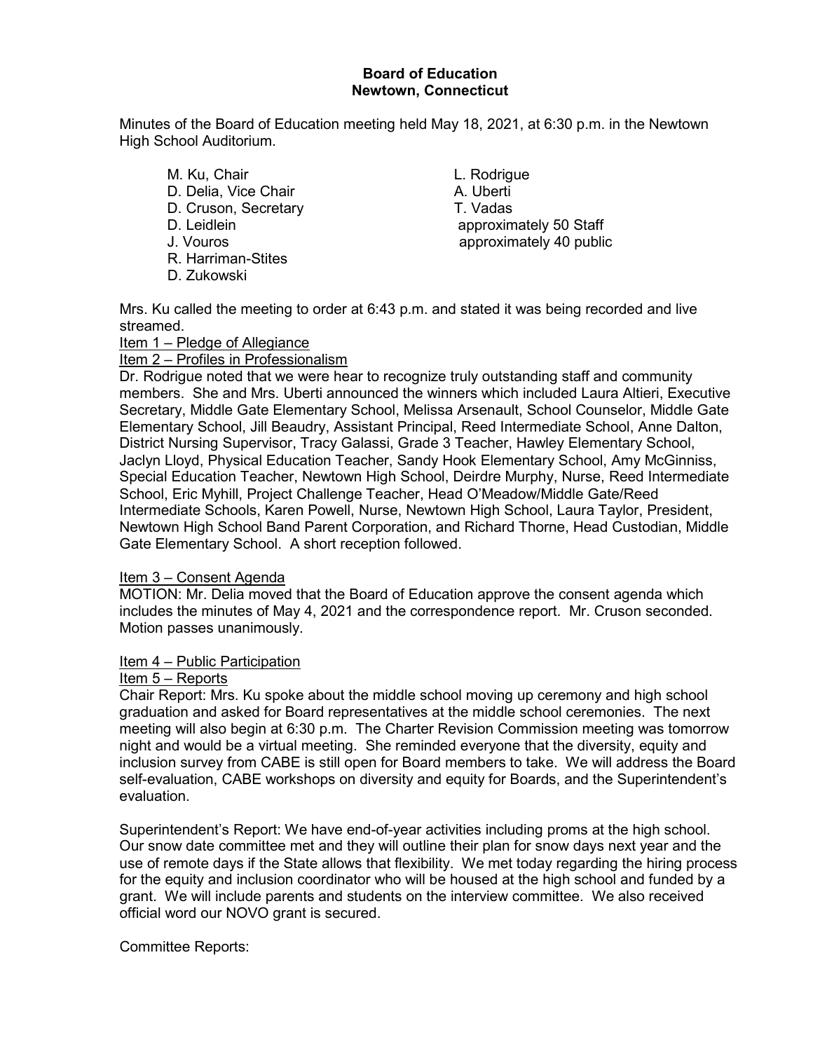**Board of Education**
**Newtown, Connecticut**

Minutes of the Board of Education meeting held May 18, 2021, at 6:30 p.m. in the Newtown High School Auditorium.

M. Ku, Chair
D. Delia, Vice Chair
D. Cruson, Secretary
D. Leidlein
J. Vouros
R. Harriman-Stites
D. Zukowski

L. Rodrigue
A. Uberti
T. Vadas
approximately 50 Staff
approximately 40 public

Mrs. Ku called the meeting to order at 6:43 p.m. and stated it was being recorded and live streamed.

Item 1 – Pledge of Allegiance

Item 2 – Profiles in Professionalism

Dr. Rodrigue noted that we were hear to recognize truly outstanding staff and community members. She and Mrs. Uberti announced the winners which included Laura Altieri, Executive Secretary, Middle Gate Elementary School, Melissa Arsenault, School Counselor, Middle Gate Elementary School, Jill Beaudry, Assistant Principal, Reed Intermediate School, Anne Dalton, District Nursing Supervisor, Tracy Galassi, Grade 3 Teacher, Hawley Elementary School, Jaclyn Lloyd, Physical Education Teacher, Sandy Hook Elementary School, Amy McGinniss, Special Education Teacher, Newtown High School, Deirdre Murphy, Nurse, Reed Intermediate School, Eric Myhill, Project Challenge Teacher, Head O'Meadow/Middle Gate/Reed Intermediate Schools, Karen Powell, Nurse, Newtown High School, Laura Taylor, President, Newtown High School Band Parent Corporation, and Richard Thorne, Head Custodian, Middle Gate Elementary School. A short reception followed.

Item 3 – Consent Agenda

MOTION: Mr. Delia moved that the Board of Education approve the consent agenda which includes the minutes of May 4, 2021 and the correspondence report. Mr. Cruson seconded. Motion passes unanimously.

Item 4 – Public Participation

Item 5 – Reports

Chair Report: Mrs. Ku spoke about the middle school moving up ceremony and high school graduation and asked for Board representatives at the middle school ceremonies. The next meeting will also begin at 6:30 p.m. The Charter Revision Commission meeting was tomorrow night and would be a virtual meeting. She reminded everyone that the diversity, equity and inclusion survey from CABE is still open for Board members to take. We will address the Board self-evaluation, CABE workshops on diversity and equity for Boards, and the Superintendent's evaluation.

Superintendent's Report: We have end-of-year activities including proms at the high school. Our snow date committee met and they will outline their plan for snow days next year and the use of remote days if the State allows that flexibility. We met today regarding the hiring process for the equity and inclusion coordinator who will be housed at the high school and funded by a grant. We will include parents and students on the interview committee. We also received official word our NOVO grant is secured.

Committee Reports: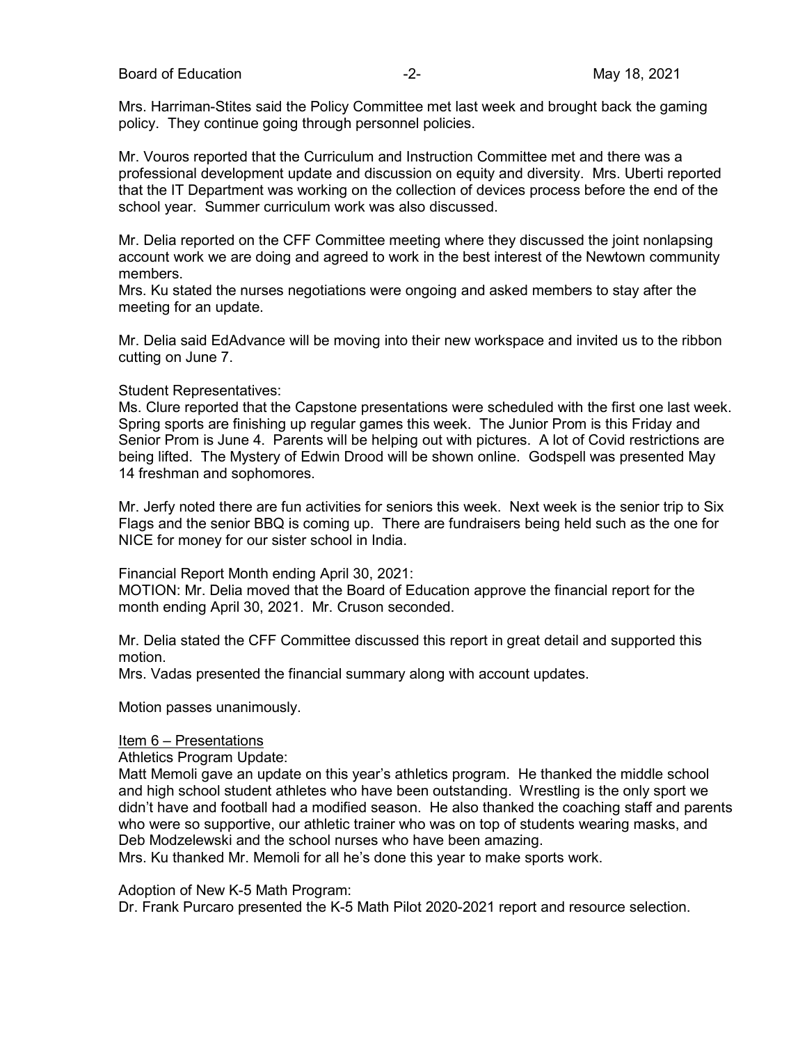Mrs. Harriman-Stites said the Policy Committee met last week and brought back the gaming policy. They continue going through personnel policies.

Mr. Vouros reported that the Curriculum and Instruction Committee met and there was a professional development update and discussion on equity and diversity. Mrs. Uberti reported that the IT Department was working on the collection of devices process before the end of the school year. Summer curriculum work was also discussed.

Mr. Delia reported on the CFF Committee meeting where they discussed the joint nonlapsing account work we are doing and agreed to work in the best interest of the Newtown community members.

Mrs. Ku stated the nurses negotiations were ongoing and asked members to stay after the meeting for an update.

Mr. Delia said EdAdvance will be moving into their new workspace and invited us to the ribbon cutting on June 7.

Student Representatives:

Ms. Clure reported that the Capstone presentations were scheduled with the first one last week. Spring sports are finishing up regular games this week. The Junior Prom is this Friday and Senior Prom is June 4. Parents will be helping out with pictures. A lot of Covid restrictions are being lifted. The Mystery of Edwin Drood will be shown online. Godspell was presented May 14 freshman and sophomores.

Mr. Jerfy noted there are fun activities for seniors this week. Next week is the senior trip to Six Flags and the senior BBQ is coming up. There are fundraisers being held such as the one for NICE for money for our sister school in India.

Financial Report Month ending April 30, 2021:

MOTION: Mr. Delia moved that the Board of Education approve the financial report for the month ending April 30, 2021. Mr. Cruson seconded.

Mr. Delia stated the CFF Committee discussed this report in great detail and supported this motion.

Mrs. Vadas presented the financial summary along with account updates.

Motion passes unanimously.

Item 6 – Presentations

Athletics Program Update:

Matt Memoli gave an update on this year's athletics program. He thanked the middle school and high school student athletes who have been outstanding. Wrestling is the only sport we didn't have and football had a modified season. He also thanked the coaching staff and parents who were so supportive, our athletic trainer who was on top of students wearing masks, and Deb Modzelewski and the school nurses who have been amazing.

Mrs. Ku thanked Mr. Memoli for all he's done this year to make sports work.

Adoption of New K-5 Math Program:

Dr. Frank Purcaro presented the K-5 Math Pilot 2020-2021 report and resource selection.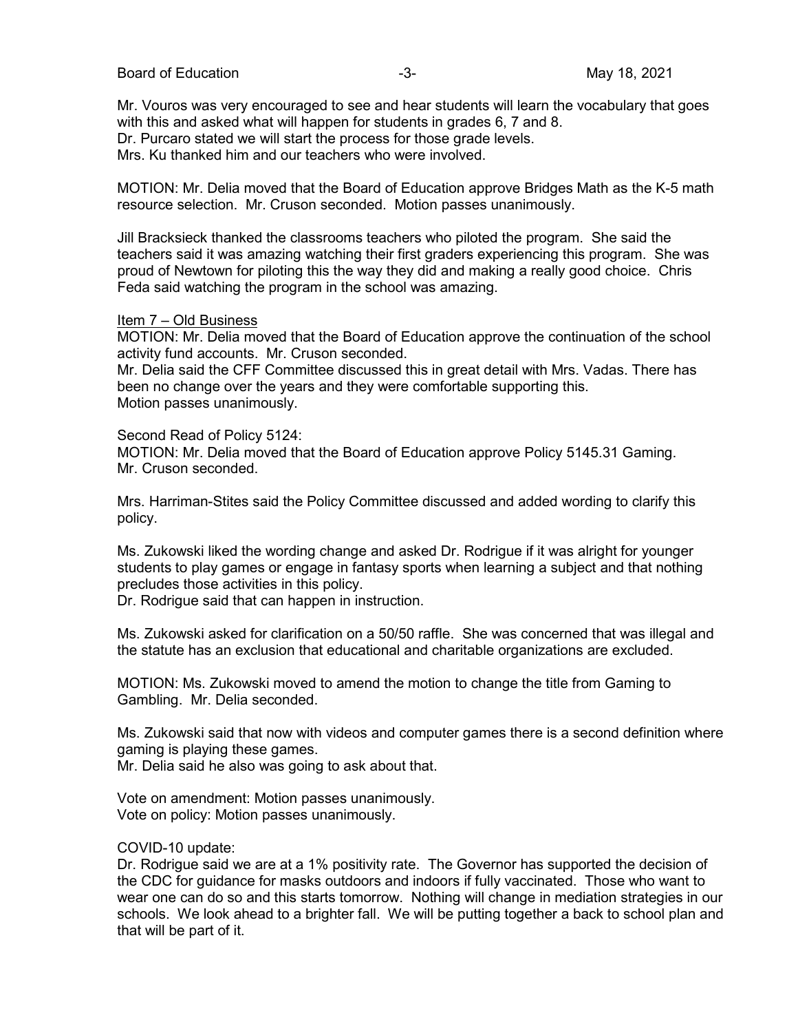Mr. Vouros was very encouraged to see and hear students will learn the vocabulary that goes with this and asked what will happen for students in grades 6, 7 and 8.
Dr. Purcaro stated we will start the process for those grade levels.
Mrs. Ku thanked him and our teachers who were involved.

MOTION: Mr. Delia moved that the Board of Education approve Bridges Math as the K-5 math resource selection. Mr. Cruson seconded. Motion passes unanimously.

Jill Bracksieck thanked the classrooms teachers who piloted the program. She said the teachers said it was amazing watching their first graders experiencing this program. She was proud of Newtown for piloting this the way they did and making a really good choice. Chris Feda said watching the program in the school was amazing.

Item 7 – Old Business
MOTION: Mr. Delia moved that the Board of Education approve the continuation of the school activity fund accounts. Mr. Cruson seconded.
Mr. Delia said the CFF Committee discussed this in great detail with Mrs. Vadas. There has been no change over the years and they were comfortable supporting this.
Motion passes unanimously.

Second Read of Policy 5124:
MOTION: Mr. Delia moved that the Board of Education approve Policy 5145.31 Gaming. Mr. Cruson seconded.

Mrs. Harriman-Stites said the Policy Committee discussed and added wording to clarify this policy.

Ms. Zukowski liked the wording change and asked Dr. Rodrigue if it was alright for younger students to play games or engage in fantasy sports when learning a subject and that nothing precludes those activities in this policy.
Dr. Rodrigue said that can happen in instruction.

Ms. Zukowski asked for clarification on a 50/50 raffle. She was concerned that was illegal and the statute has an exclusion that educational and charitable organizations are excluded.

MOTION: Ms. Zukowski moved to amend the motion to change the title from Gaming to Gambling. Mr. Delia seconded.

Ms. Zukowski said that now with videos and computer games there is a second definition where gaming is playing these games.
Mr. Delia said he also was going to ask about that.

Vote on amendment: Motion passes unanimously.
Vote on policy: Motion passes unanimously.

COVID-10 update:
Dr. Rodrigue said we are at a 1% positivity rate. The Governor has supported the decision of the CDC for guidance for masks outdoors and indoors if fully vaccinated. Those who want to wear one can do so and this starts tomorrow. Nothing will change in mediation strategies in our schools. We look ahead to a brighter fall. We will be putting together a back to school plan and that will be part of it.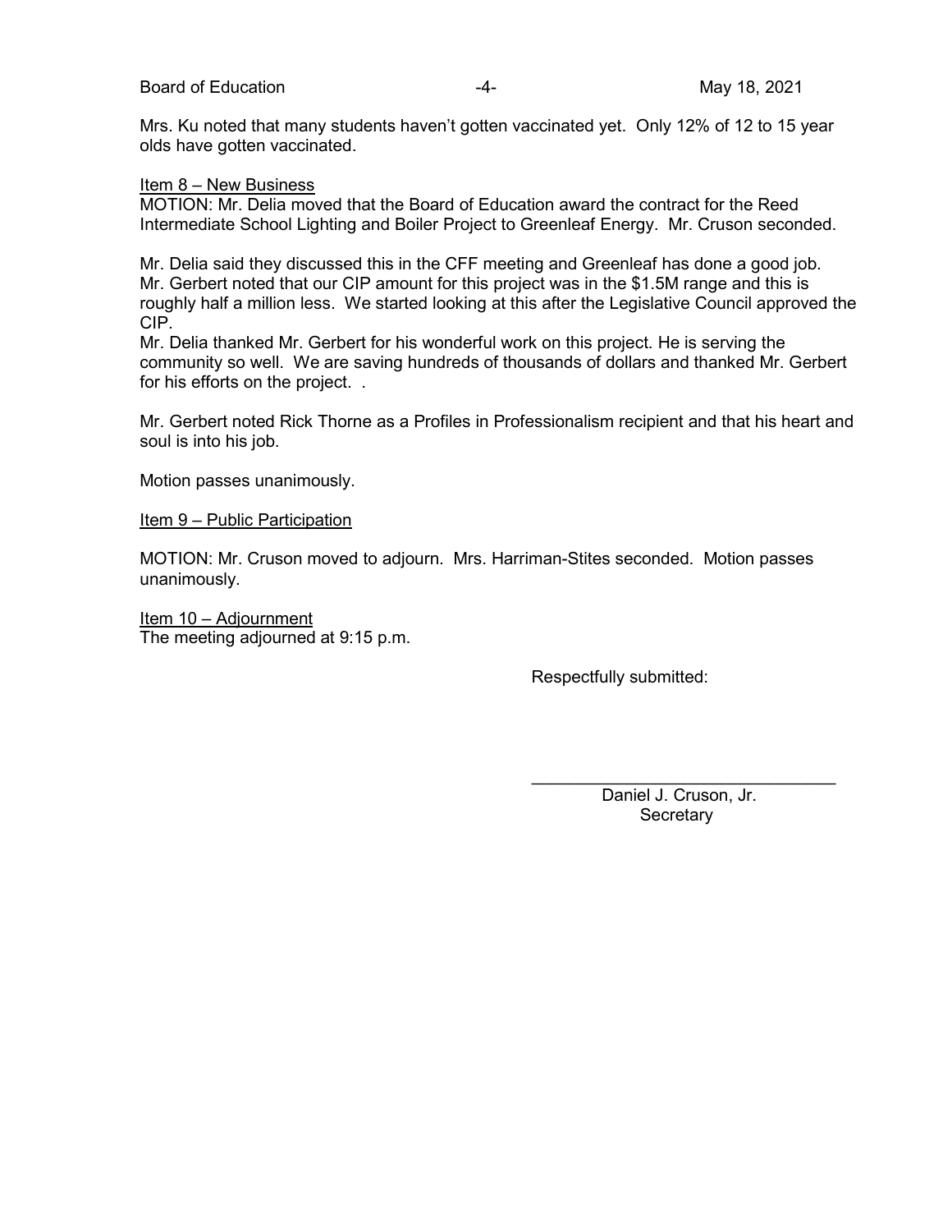Mrs. Ku noted that many students haven't gotten vaccinated yet. Only 12% of 12 to 15 year olds have gotten vaccinated.

<u>Item 8 – New Business</u>

MOTION: Mr. Delia moved that the Board of Education award the contract for the Reed Intermediate School Lighting and Boiler Project to Greenleaf Energy. Mr. Cruson seconded.

Mr. Delia said they discussed this in the CFF meeting and Greenleaf has done a good job. Mr. Gerbert noted that our CIP amount for this project was in the $1.5M range and this is roughly half a million less. We started looking at this after the Legislative Council approved the CIP.

Mr. Delia thanked Mr. Gerbert for his wonderful work on this project. He is serving the community so well. We are saving hundreds of thousands of dollars and thanked Mr. Gerbert for his efforts on the project. .

Mr. Gerbert noted Rick Thorne as a Profiles in Professionalism recipient and that his heart and soul is into his job.

Motion passes unanimously.

<u>Item 9 – Public Participation</u>

MOTION: Mr. Cruson moved to adjourn. Mrs. Harriman-Stites seconded. Motion passes unanimously.

<u>Item 10 – Adjournment</u>

The meeting adjourned at 9:15 p.m.

Respectfully submitted:

\_\_\_\_\_\_\_\_\_\_\_\_\_\_\_\_\_\_\_\_\_\_\_\_\_\_\_\_\_\_\_\_\_\_

Daniel J. Cruson, Jr.
Secretary